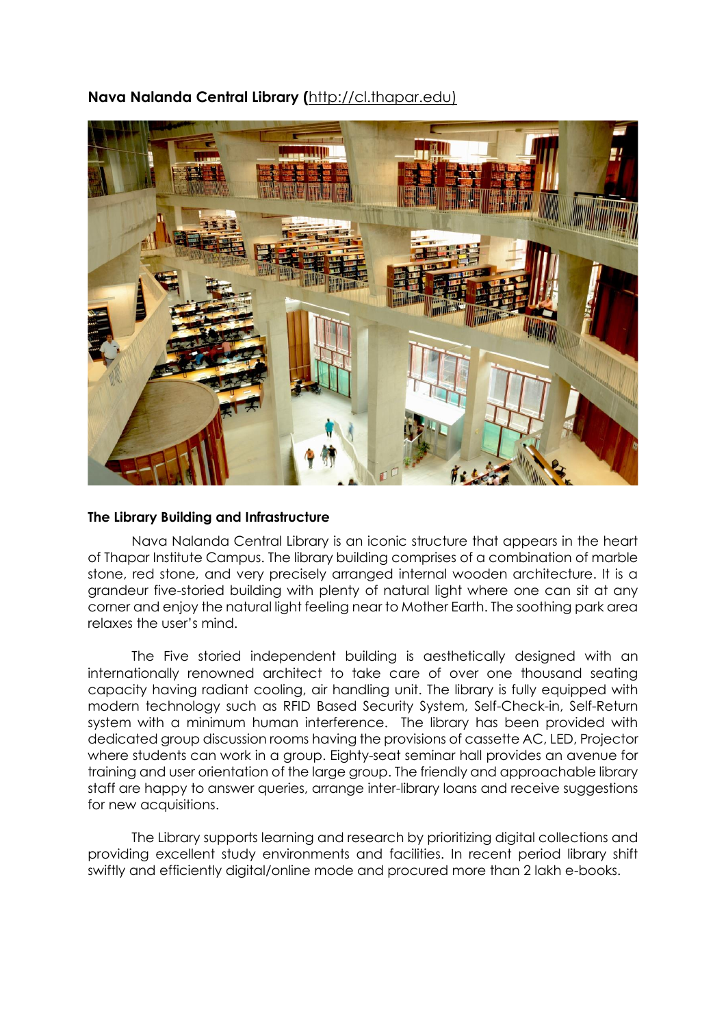**Nava Nalanda Central Library (**[http://cl.thapar.edu)](http://cl.thapar.edu)

**The Library Building and Infrastructure**

Nava Nalanda Central Library is an iconic structure that appears in the heart of Thapar Institute Campus. The library building comprises of a combination of marble stone, red stone, and very precisely arranged internal wooden architecture. It is a grandeur five-storied building with plenty of natural light where one can sit at any corner and enjoy the natural light feeling near to Mother Earth. The soothing park area relaxes the user's mind.

The Five storied independent building is aesthetically designed with an internationally renowned architect to take care of over one thousand seating capacity having radiant cooling, air handling unit. The library is fully equipped with modern technology such as RFID Based Security System, Self-Check-in, Self-Return system with a minimum human interference. The library has been provided with dedicated group discussion rooms having the provisions of cassette AC, LED, Projector where students can work in a group. Eighty-seat seminar hall provides an avenue for training and user orientation of the large group. The friendly and approachable library staff are happy to answer queries, arrange inter-library loans and receive suggestions for new acquisitions.

The Library supports learning and research by prioritizing digital collections and providing excellent study environments and facilities. In recent period library shift swiftly and efficiently digital/online mode and procured more than 2 lakh e-books.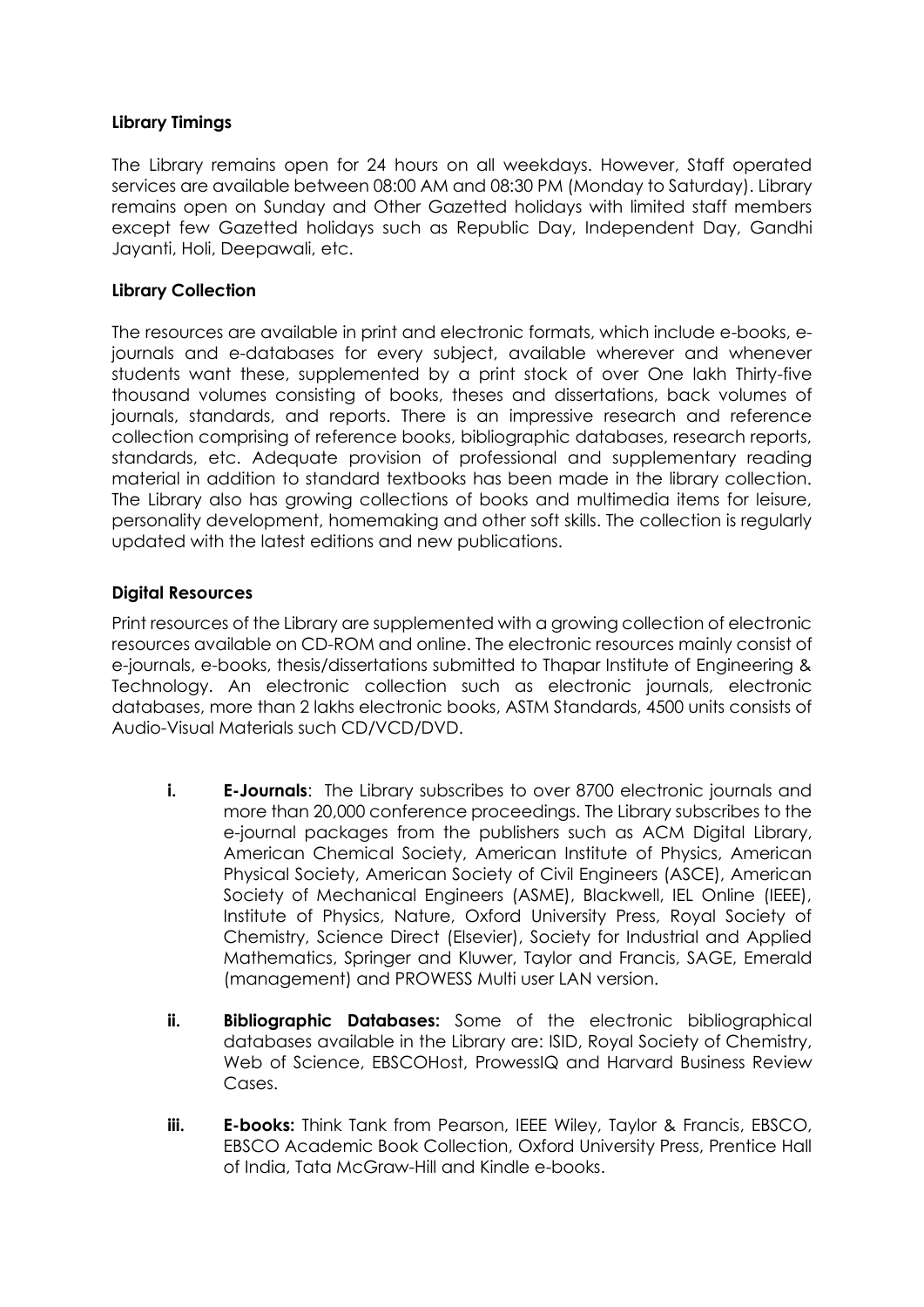**Library Timings**

The Library remains open for 24 hours on all weekdays. However, Staff operated services are available between 08:00 AM and 08:30 PM (Monday to Saturday). Library remains open on Sunday and Other Gazetted holidays with limited staff members except few Gazetted holidays such as Republic Day, Independent Day, Gandhi Jayanti, Holi, Deepawali, etc.

**Library Collection**

The resources are available in print and electronic formats, which include e-books, e-journals and e-databases for every subject, available wherever and whenever students want these, supplemented by a print stock of over One lakh Thirty-five thousand volumes consisting of books, theses and dissertations, back volumes of journals, standards, and reports. There is an impressive research and reference collection comprising of reference books, bibliographic databases, research reports, standards, etc. Adequate provision of professional and supplementary reading material in addition to standard textbooks has been made in the library collection. The Library also has growing collections of books and multimedia items for leisure, personality development, homemaking and other soft skills. The collection is regularly updated with the latest editions and new publications.

**Digital Resources**

Print resources of the Library are supplemented with a growing collection of electronic resources available on CD-ROM and online. The electronic resources mainly consist of e-journals, e-books, thesis/dissertations submitted to Thapar Institute of Engineering & Technology. An electronic collection such as electronic journals, electronic databases, more than 2 lakhs electronic books, ASTM Standards, 4500 units consists of Audio-Visual Materials such CD/VCD/DVD.

i. **E-Journals**: The Library subscribes to over 8700 electronic journals and more than 20,000 conference proceedings. The Library subscribes to the e-journal packages from the publishers such as ACM Digital Library, American Chemical Society, American Institute of Physics, American Physical Society, American Society of Civil Engineers (ASCE), American Society of Mechanical Engineers (ASME), Blackwell, IEL Online (IEEE), Institute of Physics, Nature, Oxford University Press, Royal Society of Chemistry, Science Direct (Elsevier), Society for Industrial and Applied Mathematics, Springer and Kluwer, Taylor and Francis, SAGE, Emerald (management) and PROWESS Multi user LAN version.

ii. **Bibliographic Databases:** Some of the electronic bibliographical databases available in the Library are: ISID, Royal Society of Chemistry, Web of Science, EBSCOHost, ProwessIQ and Harvard Business Review Cases.

iii. **E-books:** Think Tank from Pearson, IEEE Wiley, Taylor & Francis, EBSCO, EBSCO Academic Book Collection, Oxford University Press, Prentice Hall of India, Tata McGraw-Hill and Kindle e-books.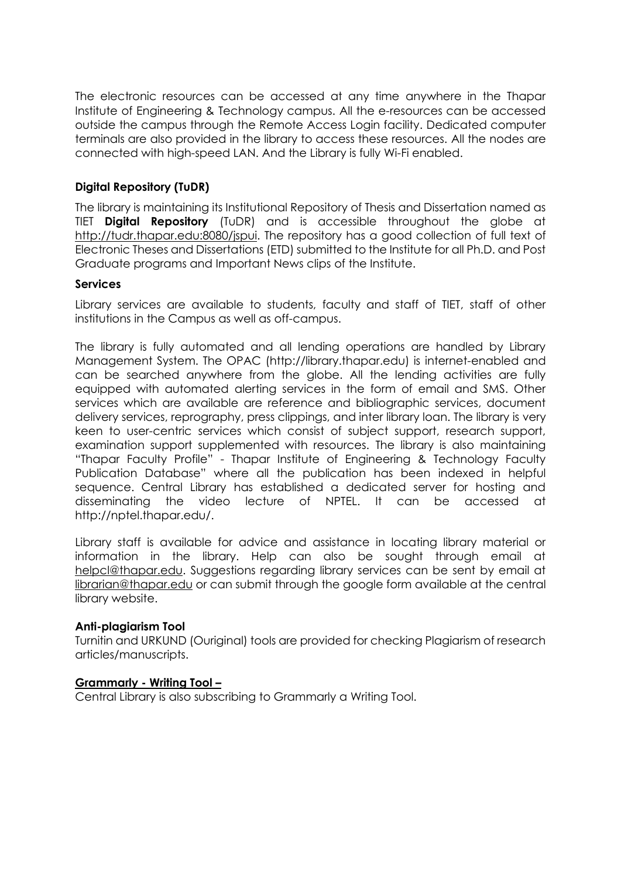The electronic resources can be accessed at any time anywhere in the Thapar Institute of Engineering & Technology campus. All the e-resources can be accessed outside the campus through the Remote Access Login facility. Dedicated computer terminals are also provided in the library to access these resources. All the nodes are connected with high-speed LAN. And the Library is fully Wi-Fi enabled.

### Digital Repository (TuDR)

The library is maintaining its Institutional Repository of Thesis and Dissertation named as TIET **Digital Repository** (TuDR) and is accessible throughout the globe at http://tudr.thapar.edu:8080/jspui. The repository has a good collection of full text of Electronic Theses and Dissertations (ETD) submitted to the Institute for all Ph.D. and Post Graduate programs and Important News clips of the Institute.

### Services

Library services are available to students, faculty and staff of TIET, staff of other institutions in the Campus as well as off-campus.

The library is fully automated and all lending operations are handled by Library Management System. The OPAC (http://library.thapar.edu) is internet-enabled and can be searched anywhere from the globe. All the lending activities are fully equipped with automated alerting services in the form of email and SMS. Other services which are available are reference and bibliographic services, document delivery services, reprography, press clippings, and inter library loan. The library is very keen to user-centric services which consist of subject support, research support, examination support supplemented with resources. The library is also maintaining "Thapar Faculty Profile" - Thapar Institute of Engineering & Technology Faculty Publication Database" where all the publication has been indexed in helpful sequence. Central Library has established a dedicated server for hosting and disseminating the video lecture of NPTEL. It can be accessed at http://nptel.thapar.edu/.

Library staff is available for advice and assistance in locating library material or information in the library. Help can also be sought through email at helpcl@thapar.edu. Suggestions regarding library services can be sent by email at librarian@thapar.edu or can submit through the google form available at the central library website.

### Anti-plagiarism Tool

Turnitin and URKUND (Ouriginal) tools are provided for checking Plagiarism of research articles/manuscripts.

### Grammarly - Writing Tool –

Central Library is also subscribing to Grammarly a Writing Tool.